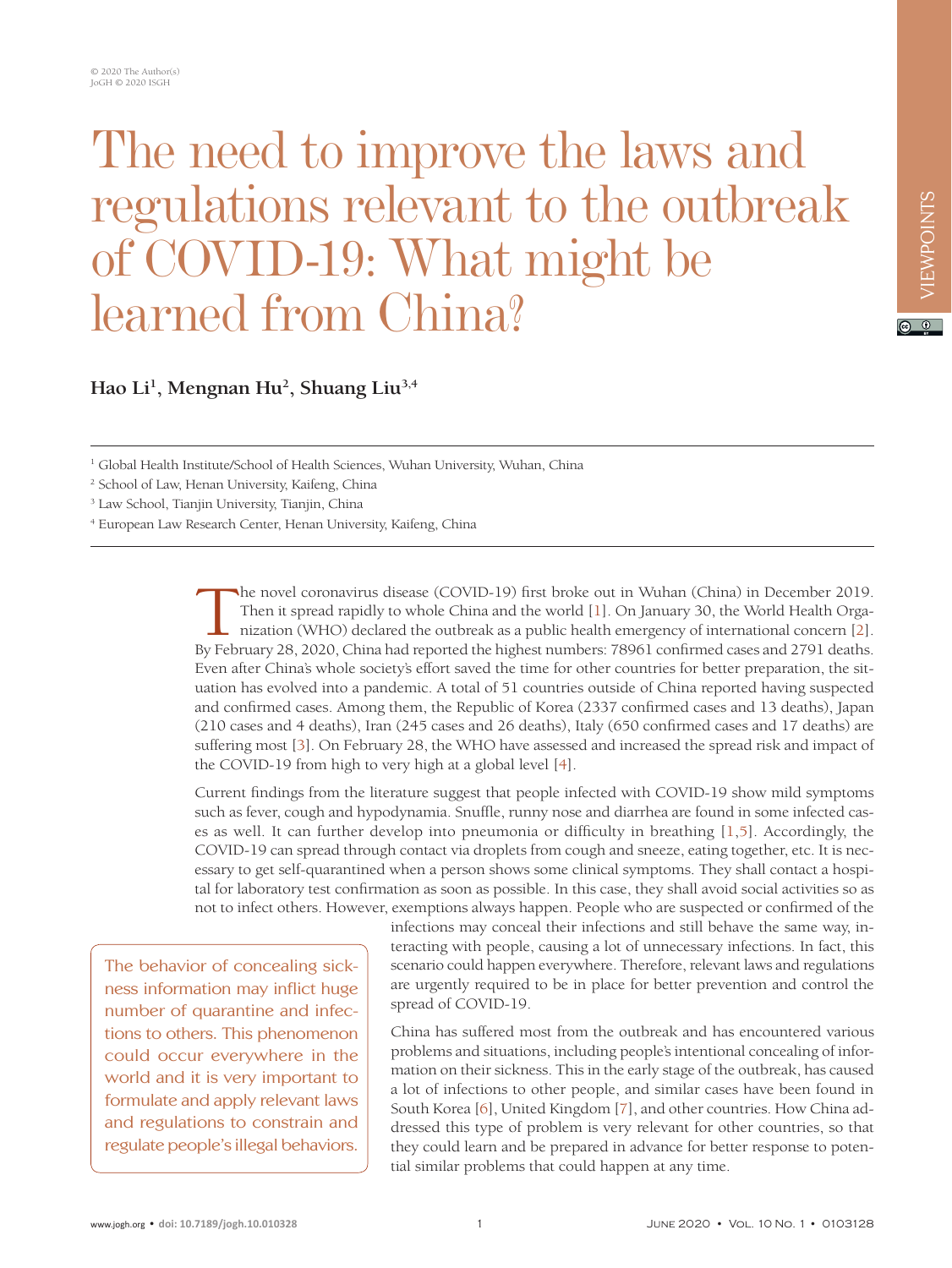© 2020 The Author(s)
JoGH © 2020 ISGH

# The need to improve the laws and regulations relevant to the outbreak of COVID-19: What might be learned from China?

**Hao Li[1], Mengnan Hu[2], Shuang Liu[3,4]**

[1] Global Health Institute/School of Health Sciences, Wuhan University, Wuhan, China

[2] School of Law, Henan University, Kaifeng, China

[3] Law School, Tianjin University, Tianjin, China

[4] European Law Research Center, Henan University, Kaifeng, China

The novel coronavirus disease (COVID-19) first broke out in Wuhan (China) in December 2019. Then it spread rapidly to whole China and the world [1]. On January 30, the World Health Organization (WHO) declared the outbreak as a public health emergency of international concern [2]. By February 28, 2020, China had reported the highest numbers: 78961 confirmed cases and 2791 deaths. Even after China's whole society's effort saved the time for other countries for better preparation, the situation has evolved into a pandemic. A total of 51 countries outside of China reported having suspected and confirmed cases. Among them, the Republic of Korea (2337 confirmed cases and 13 deaths), Japan (210 cases and 4 deaths), Iran (245 cases and 26 deaths), Italy (650 confirmed cases and 17 deaths) are suffering most [3]. On February 28, the WHO have assessed and increased the spread risk and impact of the COVID-19 from high to very high at a global level [4].

Current findings from the literature suggest that people infected with COVID-19 show mild symptoms such as fever, cough and hypodynamia. Snuffle, runny nose and diarrhea are found in some infected cases as well. It can further develop into pneumonia or difficulty in breathing [1,5]. Accordingly, the COVID-19 can spread through contact via droplets from cough and sneeze, eating together, etc. It is necessary to get self-quarantined when a person shows some clinical symptoms. They shall contact a hospital for laboratory test confirmation as soon as possible. In this case, they shall avoid social activities so as not to infect others. However, exemptions always happen. People who are suspected or confirmed of the infections may conceal their infections and still behave the same way, interacting with people, causing a lot of unnecessary infections. In fact, this scenario could happen everywhere. Therefore, relevant laws and regulations are urgently required to be in place for better prevention and control the spread of COVID-19.

> The behavior of concealing sickness information may inflict huge number of quarantine and infections to others. This phenomenon could occur everywhere in the world and it is very important to formulate and apply relevant laws and regulations to constrain and regulate people's illegal behaviors.

China has suffered most from the outbreak and has encountered various problems and situations, including people's intentional concealing of information on their sickness. This in the early stage of the outbreak, has caused a lot of infections to other people, and similar cases have been found in South Korea [6], United Kingdom [7], and other countries. How China addressed this type of problem is very relevant for other countries, so that they could learn and be prepared in advance for better response to potential similar problems that could happen at any time.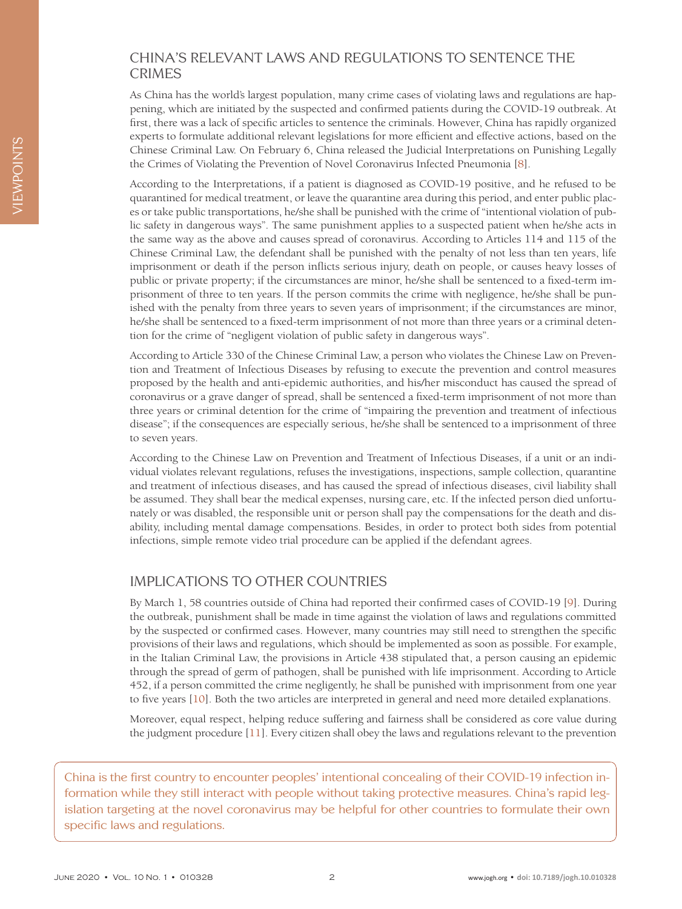## CHINA'S RELEVANT LAWS AND REGULATIONS TO SENTENCE THE CRIMES

As China has the world's largest population, many crime cases of violating laws and regulations are happening, which are initiated by the suspected and confirmed patients during the COVID-19 outbreak. At first, there was a lack of specific articles to sentence the criminals. However, China has rapidly organized experts to formulate additional relevant legislations for more efficient and effective actions, based on the Chinese Criminal Law. On February 6, China released the Judicial Interpretations on Punishing Legally the Crimes of Violating the Prevention of Novel Coronavirus Infected Pneumonia [8].

According to the Interpretations, if a patient is diagnosed as COVID-19 positive, and he refused to be quarantined for medical treatment, or leave the quarantine area during this period, and enter public places or take public transportations, he/she shall be punished with the crime of "intentional violation of public safety in dangerous ways". The same punishment applies to a suspected patient when he/she acts in the same way as the above and causes spread of coronavirus. According to Articles 114 and 115 of the Chinese Criminal Law, the defendant shall be punished with the penalty of not less than ten years, life imprisonment or death if the person inflicts serious injury, death on people, or causes heavy losses of public or private property; if the circumstances are minor, he/she shall be sentenced to a fixed-term imprisonment of three to ten years. If the person commits the crime with negligence, he/she shall be punished with the penalty from three years to seven years of imprisonment; if the circumstances are minor, he/she shall be sentenced to a fixed-term imprisonment of not more than three years or a criminal detention for the crime of "negligent violation of public safety in dangerous ways".

According to Article 330 of the Chinese Criminal Law, a person who violates the Chinese Law on Prevention and Treatment of Infectious Diseases by refusing to execute the prevention and control measures proposed by the health and anti-epidemic authorities, and his/her misconduct has caused the spread of coronavirus or a grave danger of spread, shall be sentenced a fixed-term imprisonment of not more than three years or criminal detention for the crime of "impairing the prevention and treatment of infectious disease"; if the consequences are especially serious, he/she shall be sentenced to a imprisonment of three to seven years.

According to the Chinese Law on Prevention and Treatment of Infectious Diseases, if a unit or an individual violates relevant regulations, refuses the investigations, inspections, sample collection, quarantine and treatment of infectious diseases, and has caused the spread of infectious diseases, civil liability shall be assumed. They shall bear the medical expenses, nursing care, etc. If the infected person died unfortunately or was disabled, the responsible unit or person shall pay the compensations for the death and disability, including mental damage compensations. Besides, in order to protect both sides from potential infections, simple remote video trial procedure can be applied if the defendant agrees.

## IMPLICATIONS TO OTHER COUNTRIES

By March 1, 58 countries outside of China had reported their confirmed cases of COVID-19 [9]. During the outbreak, punishment shall be made in time against the violation of laws and regulations committed by the suspected or confirmed cases. However, many countries may still need to strengthen the specific provisions of their laws and regulations, which should be implemented as soon as possible. For example, in the Italian Criminal Law, the provisions in Article 438 stipulated that, a person causing an epidemic through the spread of germ of pathogen, shall be punished with life imprisonment. According to Article 452, if a person committed the crime negligently, he shall be punished with imprisonment from one year to five years [10]. Both the two articles are interpreted in general and need more detailed explanations.

Moreover, equal respect, helping reduce suffering and fairness shall be considered as core value during the judgment procedure [11]. Every citizen shall obey the laws and regulations relevant to the prevention

> China is the first country to encounter peoples' intentional concealing of their COVID-19 infection information while they still interact with people without taking protective measures. China's rapid legislation targeting at the novel coronavirus may be helpful for other countries to formulate their own specific laws and regulations.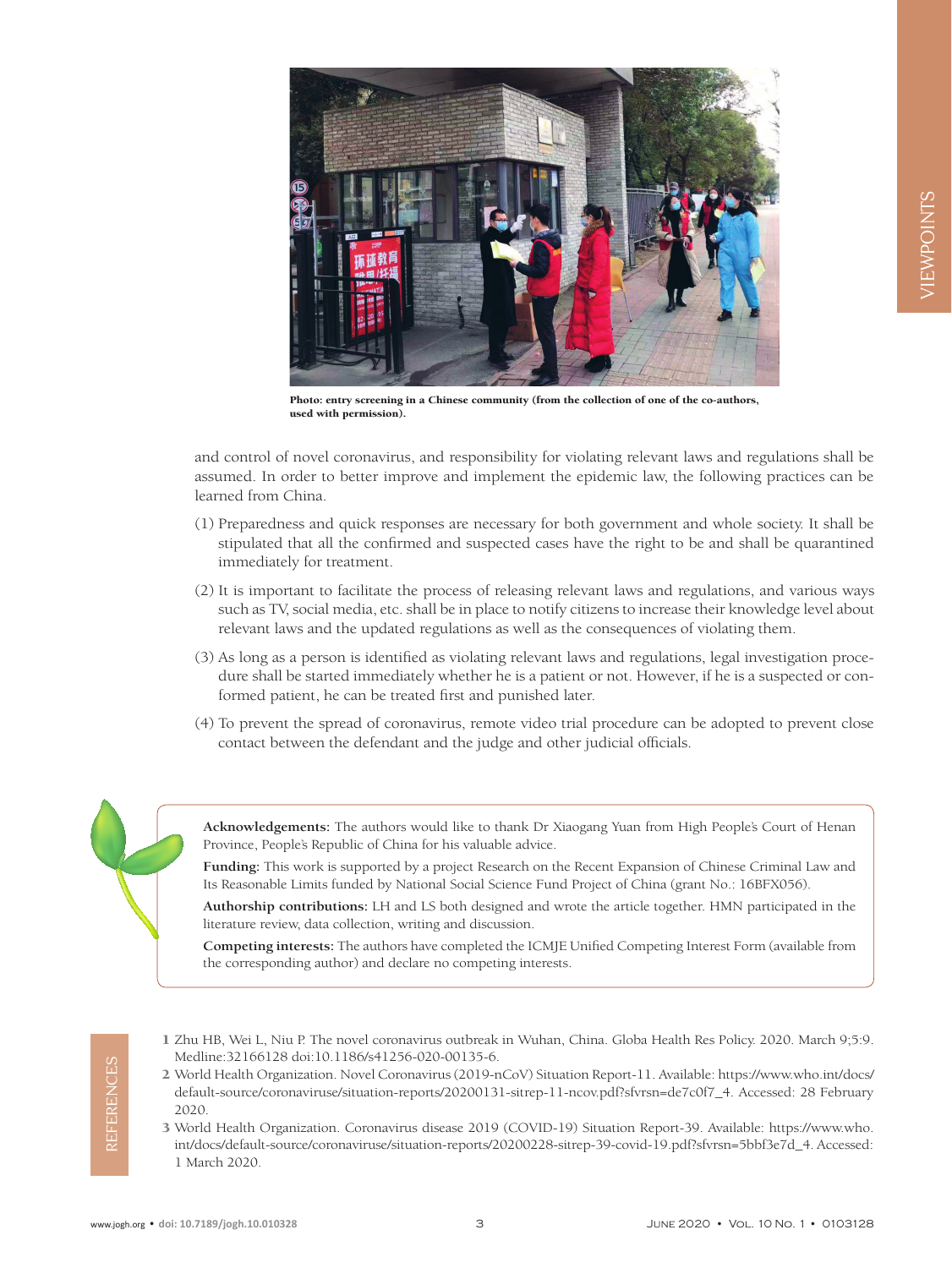Photo: entry screening in a Chinese community (from the collection of one of the co-authors, used with permission).

and control of novel coronavirus, and responsibility for violating relevant laws and regulations shall be assumed. In order to better improve and implement the epidemic law, the following practices can be learned from China.

(1) Preparedness and quick responses are necessary for both government and whole society. It shall be stipulated that all the confirmed and suspected cases have the right to be and shall be quarantined immediately for treatment.

(2) It is important to facilitate the process of releasing relevant laws and regulations, and various ways such as TV, social media, etc. shall be in place to notify citizens to increase their knowledge level about relevant laws and the updated regulations as well as the consequences of violating them.

(3) As long as a person is identified as violating relevant laws and regulations, legal investigation procedure shall be started immediately whether he is a patient or not. However, if he is a suspected or conformed patient, he can be treated first and punished later.

(4) To prevent the spread of coronavirus, remote video trial procedure can be adopted to prevent close contact between the defendant and the judge and other judicial officials.

**Acknowledgements:** The authors would like to thank Dr Xiaogang Yuan from High People's Court of Henan Province, People's Republic of China for his valuable advice.

**Funding:** This work is supported by a project Research on the Recent Expansion of Chinese Criminal Law and Its Reasonable Limits funded by National Social Science Fund Project of China (grant No.: 16BFX056).

**Authorship contributions:** LH and LS both designed and wrote the article together. HMN participated in the literature review, data collection, writing and discussion.

**Competing interests:** The authors have completed the ICMJE Unified Competing Interest Form (available from the corresponding author) and declare no competing interests.

## REFERENCES

1 Zhu HB, Wei L, Niu P. The novel coronavirus outbreak in Wuhan, China. Globa Health Res Policy. 2020. March 9;5:9. Medline:32166128 doi:10.1186/s41256-020-00135-6.

2 World Health Organization. Novel Coronavirus (2019-nCoV) Situation Report-11. Available: https://www.who.int/docs/default-source/coronaviruse/situation-reports/20200131-sitrep-11-ncov.pdf?sfvrsn=de7c0f7_4. Accessed: 28 February 2020.

3 World Health Organization. Coronavirus disease 2019 (COVID-19) Situation Report-39. Available: https://www.who.int/docs/default-source/coronaviruse/situation-reports/20200228-sitrep-39-covid-19.pdf?sfvrsn=5bbf3e7d_4. Accessed: 1 March 2020.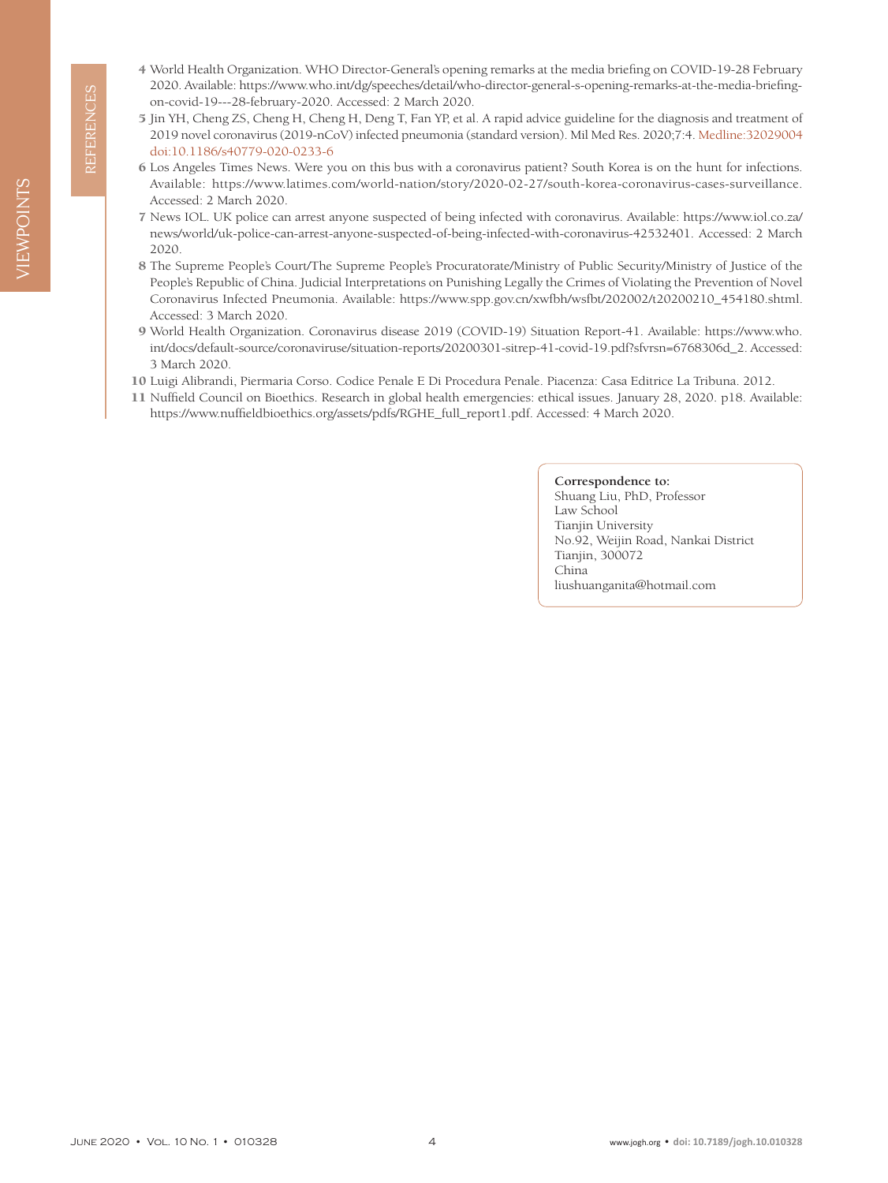4. World Health Organization. WHO Director-General's opening remarks at the media briefing on COVID-19-28 February 2020. Available: https://www.who.int/dg/speeches/detail/who-director-general-s-opening-remarks-at-the-media-briefing-on-covid-19---28-february-2020. Accessed: 2 March 2020.
5. Jin YH, Cheng ZS, Cheng H, Cheng H, Deng T, Fan YP, et al. A rapid advice guideline for the diagnosis and treatment of 2019 novel coronavirus (2019-nCoV) infected pneumonia (standard version). Mil Med Res. 2020;7:4. Medline:32029004 doi:10.1186/s40779-020-0233-6
6. Los Angeles Times News. Were you on this bus with a coronavirus patient? South Korea is on the hunt for infections. Available: https://www.latimes.com/world-nation/story/2020-02-27/south-korea-coronavirus-cases-surveillance. Accessed: 2 March 2020.
7. News IOL. UK police can arrest anyone suspected of being infected with coronavirus. Available: https://www.iol.co.za/news/world/uk-police-can-arrest-anyone-suspected-of-being-infected-with-coronavirus-42532401. Accessed: 2 March 2020.
8. The Supreme People's Court/The Supreme People's Procuratorate/Ministry of Public Security/Ministry of Justice of the People's Republic of China. Judicial Interpretations on Punishing Legally the Crimes of Violating the Prevention of Novel Coronavirus Infected Pneumonia. Available: https://www.spp.gov.cn/xwfbh/wsfbt/202002/t20200210_454180.shtml. Accessed: 3 March 2020.
9. World Health Organization. Coronavirus disease 2019 (COVID-19) Situation Report-41. Available: https://www.who.int/docs/default-source/coronaviruse/situation-reports/20200301-sitrep-41-covid-19.pdf?sfvrsn=6768306d_2. Accessed: 3 March 2020.
10. Luigi Alibrandi, Piermaria Corso. Codice Penale E Di Procedura Penale. Piacenza: Casa Editrice La Tribuna. 2012.
11. Nuffield Council on Bioethics. Research in global health emergencies: ethical issues. January 28, 2020. p18. Available: https://www.nuffieldbioethics.org/assets/pdfs/RGHE_full_report1.pdf. Accessed: 4 March 2020.

**Correspondence to:**
Shuang Liu, PhD, Professor
Law School
Tianjin University
No.92, Weijin Road, Nankai District
Tianjin, 300072
China
liushuanganita@hotmail.com